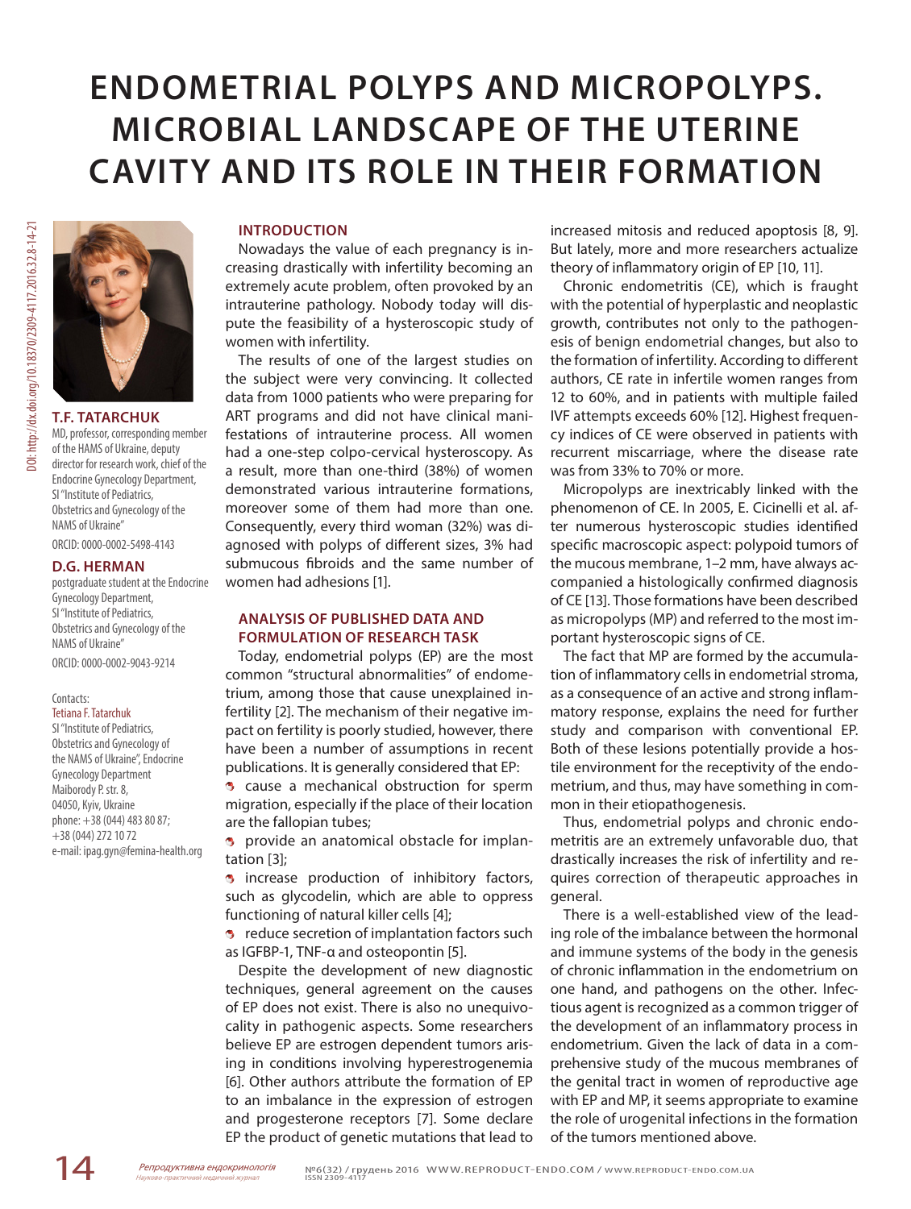# ENDOMETRIAL POLYPS AND MICROPOLYPS. MICROBIAL LANDSCAPE OF THE UTERINE CAVITY AND ITS ROLE IN THEIR FORMATION

DOI: http://dx.doi.org/10.18370/2309-4117.2016.32.8-14-21

**T.F. TATARCHUK**

MD, professor, corresponding member of the HAMS of Ukraine, deputy director for research work, chief of the Endocrine Gynecology Department, SI "Institute of Pediatrics, Obstetrics and Gynecology of the NAMS of Ukraine"

ORCID: 0000-0002-5498-4143

**D.G. HERMAN**

postgraduate student at the Endocrine Gynecology Department, SI "Institute of Pediatrics, Obstetrics and Gynecology of the NAMS of Ukraine"

ORCID: 0000-0002-9043-9214

Contacts:
Tetiana F. Tatarchuk
SI "Institute of Pediatrics, Obstetrics and Gynecology of the NAMS of Ukraine", Endocrine Gynecology Department
Maiborody P. str. 8, 04050, Kyiv, Ukraine
phone: +38 (044) 483 80 87; +38 (044) 272 10 72
e-mail: ipag.gyn@femina-health.org

## INTRODUCTION

Nowadays the value of each pregnancy is increasing drastically with infertility becoming an extremely acute problem, often provoked by an intrauterine pathology. Nobody today will dispute the feasibility of a hysteroscopic study of women with infertility.

The results of one of the largest studies on the subject were very convincing. It collected data from 1000 patients who were preparing for ART programs and did not have clinical manifestations of intrauterine process. All women had a one-step colpo-cervical hysteroscopy. As a result, more than one-third (38%) of women demonstrated various intrauterine formations, moreover some of them had more than one. Consequently, every third woman (32%) was diagnosed with polyps of different sizes, 3% had submucous fibroids and the same number of women had adhesions [1].

## ANALYSIS OF PUBLISHED DATA AND FORMULATION OF RESEARCH TASK

Today, endometrial polyps (EP) are the most common "structural abnormalities" of endometrium, among those that cause unexplained infertility [2]. The mechanism of their negative impact on fertility is poorly studied, however, there have been a number of assumptions in recent publications. It is generally considered that EP:

- cause a mechanical obstruction for sperm migration, especially if the place of their location are the fallopian tubes;
- provide an anatomical obstacle for implantation [3];
- increase production of inhibitory factors, such as glycodelin, which are able to oppress functioning of natural killer cells [4];
- reduce secretion of implantation factors such as IGFBP-1, TNF-α and osteopontin [5].

Despite the development of new diagnostic techniques, general agreement on the causes of EP does not exist. There is also no unequivocality in pathogenic aspects. Some researchers believe EP are estrogen dependent tumors arising in conditions involving hyperestrogenemia [6]. Other authors attribute the formation of EP to an imbalance in the expression of estrogen and progesterone receptors [7]. Some declare EP the product of genetic mutations that lead to increased mitosis and reduced apoptosis [8, 9]. But lately, more and more researchers actualize theory of inflammatory origin of EP [10, 11].

Chronic endometritis (CE), which is fraught with the potential of hyperplastic and neoplastic growth, contributes not only to the pathogenesis of benign endometrial changes, but also to the formation of infertility. According to different authors, CE rate in infertile women ranges from 12 to 60%, and in patients with multiple failed IVF attempts exceeds 60% [12]. Highest frequency indices of CE were observed in patients with recurrent miscarriage, where the disease rate was from 33% to 70% or more.

Micropolyps are inextricably linked with the phenomenon of CE. In 2005, E. Cicinelli et al. after numerous hysteroscopic studies identified specific macroscopic aspect: polypoid tumors of the mucous membrane, 1–2 mm, have always accompanied a histologically confirmed diagnosis of CE [13]. Those formations have been described as micropolyps (MP) and referred to the most important hysteroscopic signs of CE.

The fact that MP are formed by the accumulation of inflammatory cells in endometrial stroma, as a consequence of an active and strong inflammatory response, explains the need for further study and comparison with conventional EP. Both of these lesions potentially provide a hostile environment for the receptivity of the endometrium, and thus, may have something in common in their etiopathogenesis.

Thus, endometrial polyps and chronic endometritis are an extremely unfavorable duo, that drastically increases the risk of infertility and requires correction of therapeutic approaches in general.

There is a well-established view of the leading role of the imbalance between the hormonal and immune systems of the body in the genesis of chronic inflammation in the endometrium on one hand, and pathogens on the other. Infectious agent is recognized as a common trigger of the development of an inflammatory process in endometrium. Given the lack of data in a comprehensive study of the mucous membranes of the genital tract in women of reproductive age with EP and MP, it seems appropriate to examine the role of urogenital infections in the formation of the tumors mentioned above.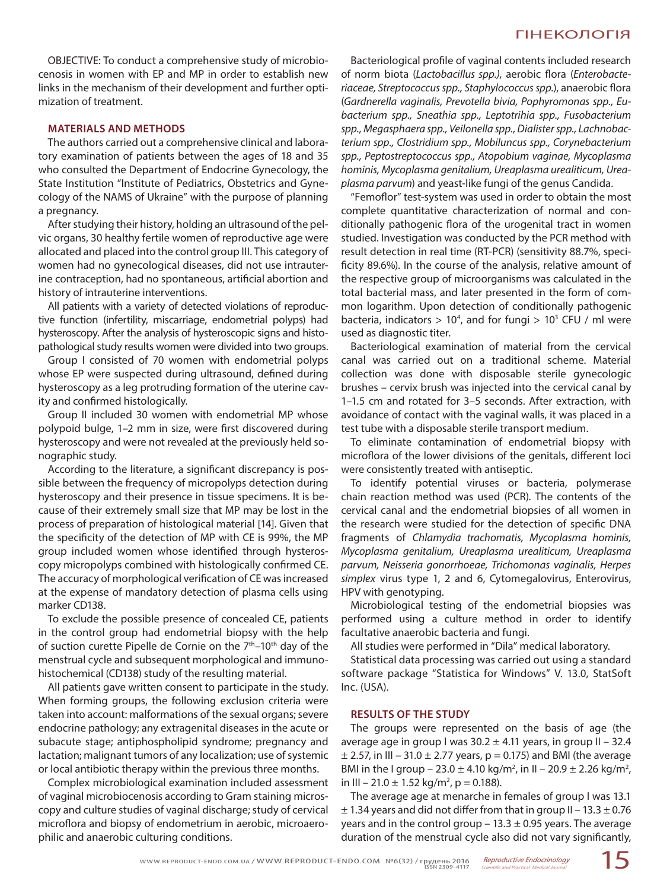OBJECTIVE: To conduct a comprehensive study of microbiocenosis in women with EP and MP in order to establish new links in the mechanism of their development and further optimization of treatment.

## MATERIALS AND METHODS

The authors carried out a comprehensive clinical and laboratory examination of patients between the ages of 18 and 35 who consulted the Department of Endocrine Gynecology, the State Institution "Institute of Pediatrics, Obstetrics and Gynecology of the NAMS of Ukraine" with the purpose of planning a pregnancy.

After studying their history, holding an ultrasound of the pelvic organs, 30 healthy fertile women of reproductive age were allocated and placed into the control group III. This category of women had no gynecological diseases, did not use intrauterine contraception, had no spontaneous, artificial abortion and history of intrauterine interventions.

All patients with a variety of detected violations of reproductive function (infertility, miscarriage, endometrial polyps) had hysteroscopy. After the analysis of hysteroscopic signs and histopathological study results women were divided into two groups.

Group I consisted of 70 women with endometrial polyps whose EP were suspected during ultrasound, defined during hysteroscopy as a leg protruding formation of the uterine cavity and confirmed histologically.

Group II included 30 women with endometrial MP whose polypoid bulge, 1–2 mm in size, were first discovered during hysteroscopy and were not revealed at the previously held sonographic study.

According to the literature, a significant discrepancy is possible between the frequency of micropolyps detection during hysteroscopy and their presence in tissue specimens. It is because of their extremely small size that MP may be lost in the process of preparation of histological material [14]. Given that the specificity of the detection of MP with CE is 99%, the MP group included women whose identified through hysteroscopy micropolyps combined with histologically confirmed CE. The accuracy of morphological verification of CE was increased at the expense of mandatory detection of plasma cells using marker CD138.

To exclude the possible presence of concealed CE, patients in the control group had endometrial biopsy with the help of suction curette Pipelle de Cornie on the 7th–10th day of the menstrual cycle and subsequent morphological and immunohistochemical (CD138) study of the resulting material.

All patients gave written consent to participate in the study. When forming groups, the following exclusion criteria were taken into account: malformations of the sexual organs; severe endocrine pathology; any extragenital diseases in the acute or subacute stage; antiphospholipid syndrome; pregnancy and lactation; malignant tumors of any localization; use of systemic or local antibiotic therapy within the previous three months.

Complex microbiological examination included assessment of vaginal microbiocenosis according to Gram staining microscopy and culture studies of vaginal discharge; study of cervical microflora and biopsy of endometrium in aerobic, microaerophilic and anaerobic culturing conditions.

Bacteriological profile of vaginal contents included research of norm biota (*Lactobacillus spp.)*, aerobic flora (*Enterobacteriaceae, Streptococcus spp., Staphylococcus spp.*), anaerobic flora (*Gardnerella vaginalis, Prevotella bivia, Pophyromonas spp., Eubacterium spp., Sneathia spp., Leptotrihia spp., Fusobacterium spp., Megasphaera spp., Veilonella spp., Dialister spp., Lachnobacterium spp., Clostridium spp., Mobiluncus spp., Corynebacterium spp., Peptostreptococcus spp., Atopobium vaginae, Mycoplasma hominis, Mycoplasma genitalium, Ureaplasma urealiticum, Ureaplasma parvum*) and yeast-like fungi of the genus Candida.

"Femoflor" test-system was used in order to obtain the most complete quantitative characterization of normal and conditionally pathogenic flora of the urogenital tract in women studied. Investigation was conducted by the PCR method with result detection in real time (RT-PCR) (sensitivity 88.7%, specificity 89.6%). In the course of the analysis, relative amount of the respective group of microorganisms was calculated in the total bacterial mass, and later presented in the form of common logarithm. Upon detection of conditionally pathogenic bacteria, indicators $> 10^4$, and for fungi $> 10^3$ CFU / ml were used as diagnostic titer.

Bacteriological examination of material from the cervical canal was carried out on a traditional scheme. Material collection was done with disposable sterile gynecologic brushes – cervix brush was injected into the cervical canal by 1–1.5 cm and rotated for 3–5 seconds. After extraction, with avoidance of contact with the vaginal walls, it was placed in a test tube with a disposable sterile transport medium.

To eliminate contamination of endometrial biopsy with microflora of the lower divisions of the genitals, different loci were consistently treated with antiseptic.

To identify potential viruses or bacteria, polymerase chain reaction method was used (PCR). The contents of the cervical canal and the endometrial biopsies of all women in the research were studied for the detection of specific DNA fragments of *Chlamydia trachomatis, Mycoplasma hominis, Mycoplasma genitalium, Ureaplasma urealiticum, Ureaplasma parvum, Neisseria gonorrhoeae, Trichomonas vaginalis, Herpes simplex* virus type 1, 2 and 6, Cytomegalovirus, Enterovirus, HPV with genotyping.

Microbiological testing of the endometrial biopsies was performed using a culture method in order to identify facultative anaerobic bacteria and fungi.

All studies were performed in "Dila" medical laboratory.

Statistical data processing was carried out using a standard software package "Statistica for Windows" V. 13.0, StatSoft Inc. (USA).

## RESULTS OF THE STUDY

The groups were represented on the basis of age (the average age in group I was 30.2 ± 4.11 years, in group II – 32.4 ± 2.57, in III – 31.0 ± 2.77 years, $p = 0.175$) and BMI (the average BMI in the I group – 23.0 ± 4.10 kg/m², in II – 20.9 ± 2.26 kg/m², in III – 21.0 ± 1.52 kg/m², $p = 0.188$).

The average age at menarche in females of group I was 13.1 ± 1.34 years and did not differ from that in group II – 13.3 ± 0.76 years and in the control group – 13.3 ± 0.95 years. The average duration of the menstrual cycle also did not vary significantly,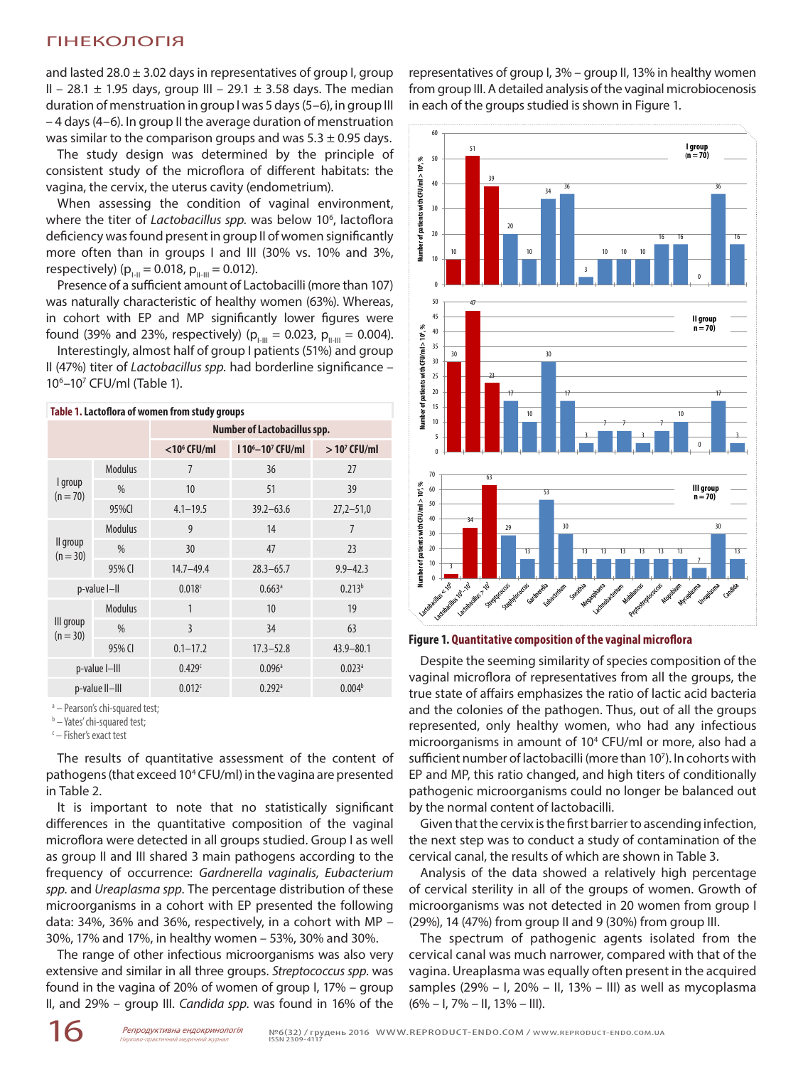and lasted 28.0 ± 3.02 days in representatives of group I, group II – 28.1 ± 1.95 days, group III – 29.1 ± 3.58 days. The median duration of menstruation in group I was 5 days (5–6), in group III – 4 days (4–6). In group II the average duration of menstruation was similar to the comparison groups and was 5.3 ± 0.95 days.

The study design was determined by the principle of consistent study of the microflora of different habitats: the vagina, the cervix, the uterus cavity (endometrium).

When assessing the condition of vaginal environment, where the titer of *Lactobacillus spp.* was below $10^6$, lactoflora deficiency was found present in group II of women significantly more often than in groups I and III (30% vs. 10% and 3%, respectively) ($p_{I-II} = 0.018$, $p_{II-III} = 0.012$).

Presence of a sufficient amount of Lactobacilli (more than 107) was naturally characteristic of healthy women (63%). Whereas, in cohort with EP and MP significantly lower figures were found (39% and 23%, respectively) ($p_{I-III} = 0.023$, $p_{II-III} = 0.004$).

Interestingly, almost half of group I patients (51%) and group II (47%) titer of *Lactobacillus spp.* had borderline significance – $10^6$–$10^7$ CFU/ml (Table 1).

**Table 1. Lactoflora of women from study groups**

| | | Number of Lactobacillus spp. | | |
|---|---|---|---|---|
| | | $<10^6$ CFU/ml | I $10^6$–$10^7$ CFU/ml | $> 10^7$ CFU/ml |
| I group (n = 70) | Modulus | 7 | 36 | 27 |
| | % | 10 | 51 | 39 |
| | 95%CI | 4.1–19.5 | 39.2–63.6 | 27,2–51,0 |
| II group (n = 30) | Modulus | 9 | 14 | 7 |
| | % | 30 | 47 | 23 |
| | 95% CI | 14.7–49.4 | 28.3–65.7 | 9.9–42.3 |
| p-value I–II | | 0.018[c] | 0.663[a] | 0.213[b] |
| III group (n = 30) | Modulus | 1 | 10 | 19 |
| | % | 3 | 34 | 63 |
| | 95% CI | 0.1–17.2 | 17.3–52.8 | 43.9–80.1 |
| p-value I–III | | 0.429[c] | 0.096[a] | 0.023[a] |
| p-value II–III | | 0.012[c] | 0.292[a] | 0.004[b] |

[a] – Pearson's chi-squared test;
[b] – Yates' chi-squared test;
[c] – Fisher's exact test

The results of quantitative assessment of the content of pathogens (that exceed $10^4$ CFU/ml) in the vagina are presented in Table 2.

It is important to note that no statistically significant differences in the quantitative composition of the vaginal microflora were detected in all groups studied. Group I as well as group II and III shared 3 main pathogens according to the frequency of occurrence: *Gardnerella vaginalis*, *Eubacterium spp.* and *Ureaplasma spp.* The percentage distribution of these microorganisms in a cohort with EP presented the following data: 34%, 36% and 36%, respectively, in a cohort with MP – 30%, 17% and 17%, in healthy women – 53%, 30% and 30%.

The range of other infectious microorganisms was also very extensive and similar in all three groups. *Streptococcus spp.* was found in the vagina of 20% of women of group I, 17% – group II, and 29% – group III. *Candida spp.* was found in 16% of the representatives of group I, 3% – group II, 13% in healthy women from group III. A detailed analysis of the vaginal microbiocenosis in each of the groups studied is shown in Figure 1.

**Figure 1.** **Quantitative composition of the vaginal microflora**

Despite the seeming similarity of species composition of the vaginal microflora of representatives from all the groups, the true state of affairs emphasizes the ratio of lactic acid bacteria and the colonies of the pathogen. Thus, out of all the groups represented, only healthy women, who had any infectious microorganisms in amount of $10^4$ CFU/ml or more, also had a sufficient number of lactobacilli (more than $10^7$). In cohorts with EP and MP, this ratio changed, and high titers of conditionally pathogenic microorganisms could no longer be balanced out by the normal content of lactobacilli.

Given that the cervix is the first barrier to ascending infection, the next step was to conduct a study of contamination of the cervical canal, the results of which are shown in Table 3.

Analysis of the data showed a relatively high percentage of cervical sterility in all of the groups of women. Growth of microorganisms was not detected in 20 women from group I (29%), 14 (47%) from group II and 9 (30%) from group III.

The spectrum of pathogenic agents isolated from the cervical canal was much narrower, compared with that of the vagina. Ureaplasma was equally often present in the acquired samples (29% – I, 20% – II, 13% – III) as well as mycoplasma (6% – I, 7% – II, 13% – III).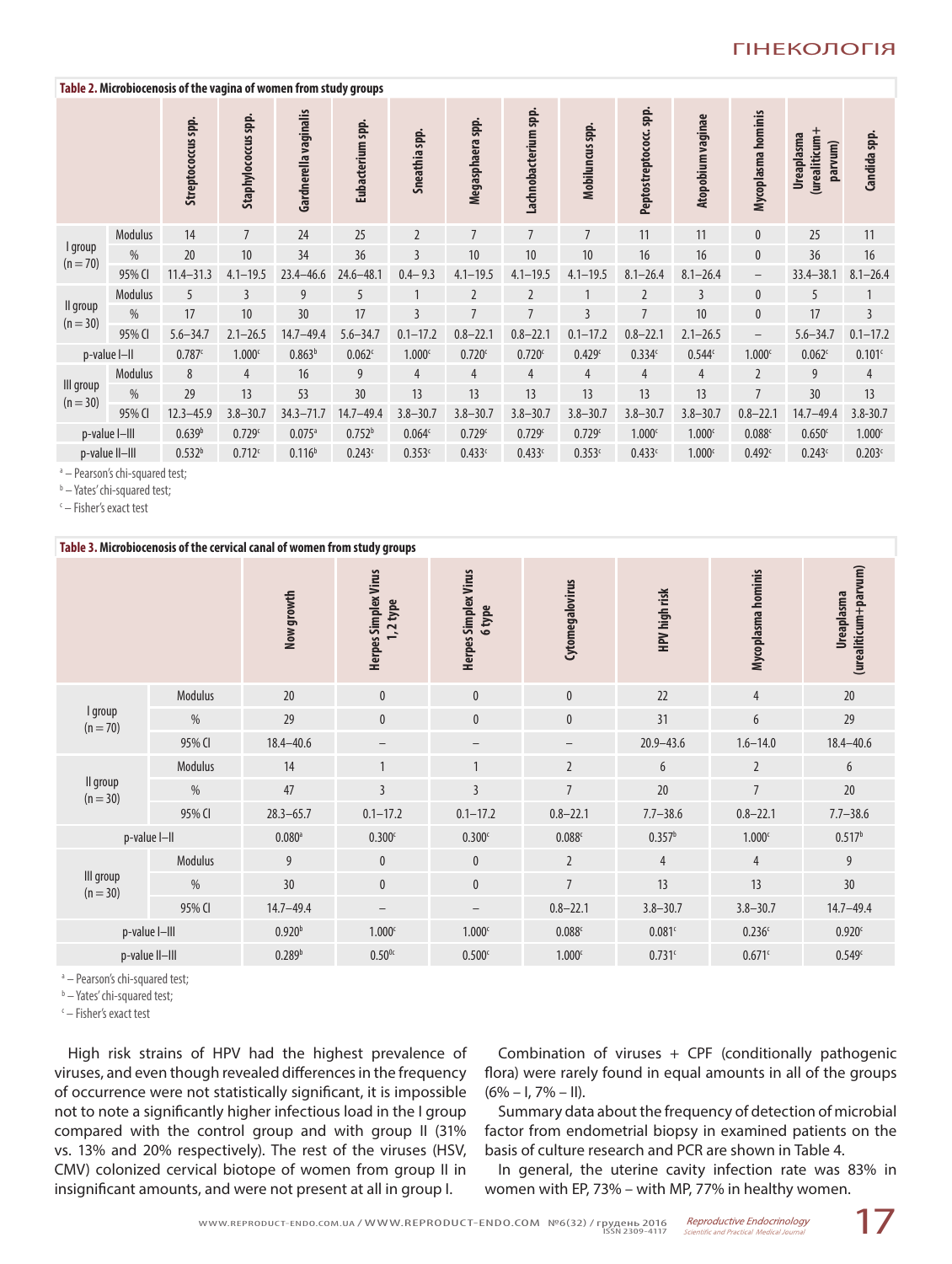**Table 2. Microbiocenosis of the vagina of women from study groups**

| | | Streptococcus spp. | Staphylococcus spp. | Gardnerella vaginalis | Eubacterium spp. | Sneathia spp. | Megasphaera spp. | Lachnobacterium spp. | Mobiluncus spp. | Peptostreptococc. spp. | Atopobium vaginae | Mycoplasma hominis | Ureaplasma (urealiticum + parvum) | Candida spp. |
|---|---|---|---|---|---|---|---|---|---|---|---|---|---|---|
| I group (n = 70) | Modulus | 14 | 7 | 24 | 25 | 2 | 7 | 7 | 7 | 11 | 11 | 0 | 25 | 11 |
| | % | 20 | 10 | 34 | 36 | 3 | 10 | 10 | 10 | 16 | 16 | 0 | 36 | 16 |
| | 95% CI | 11.4–31.3 | 4.1–19.5 | 23.4–46.6 | 24.6–48.1 | 0.4–9.3 | 4.1–19.5 | 4.1–19.5 | 4.1–19.5 | 8.1–26.4 | 8.1–26.4 | – | 33.4–38.1 | 8.1–26.4 |
| II group (n = 30) | Modulus | 5 | 3 | 9 | 5 | 1 | 2 | 2 | 1 | 2 | 3 | 0 | 5 | 1 |
| | % | 17 | 10 | 30 | 17 | 3 | 7 | 7 | 3 | 7 | 10 | 0 | 17 | 3 |
| | 95% CI | 5.6–34.7 | 2.1–26.5 | 14.7–49.4 | 5.6–34.7 | 0.1–17.2 | 0.8–22.1 | 0.8–22.1 | 0.1–17.2 | 0.8–22.1 | 2.1–26.5 | – | 5.6–34.7 | 0.1–17.2 |
| p-value I–II | | 0.787[c] | 1.000[c] | 0.863[b] | 0.062[c] | 1.000[c] | 0.720[c] | 0.720[c] | 0.429[c] | 0.334[c] | 0.544[c] | 1.000[c] | 0.062[c] | 0.101[c] |
| III group (n = 30) | Modulus | 8 | 4 | 16 | 9 | 4 | 4 | 4 | 4 | 4 | 4 | 2 | 9 | 4 |
| | % | 29 | 13 | 53 | 30 | 13 | 13 | 13 | 13 | 13 | 13 | 7 | 30 | 13 |
| | 95% CI | 12.3–45.9 | 3.8–30.7 | 34.3–71.7 | 14.7–49.4 | 3.8–30.7 | 3.8–30.7 | 3.8–30.7 | 3.8–30.7 | 3.8–30.7 | 3.8–30.7 | 0.8–22.1 | 14.7–49.4 | 3.8-30.7 |
| p-value I–III | | 0.639[b] | 0.729[c] | 0.075[a] | 0.752[b] | 0.064[c] | 0.729[c] | 0.729[c] | 0.729[c] | 1.000[c] | 1.000[c] | 0.088[c] | 0.650[c] | 1.000[c] |
| p-value II–III | | 0.532[b] | 0.712[c] | 0.116[b] | 0.243[c] | 0.353[c] | 0.433[c] | 0.433[c] | 0.353[c] | 0.433[c] | 1.000[c] | 0.492[c] | 0.243[c] | 0.203[c] |

[a] – Pearson's chi-squared test;
[b] – Yates' chi-squared test;
[c] – Fisher's exact test

**Table 3. Microbiocenosis of the cervical canal of women from study groups**

| | | Now growth | Herpes Simplex Virus 1, 2 type | Herpes Simplex Virus 6 type | Cytomegalovirus | HPV high risk | Mycoplasma hominis | Ureaplasma (urealiticum+parvum) |
|---|---|---|---|---|---|---|---|---|
| I group (n = 70) | Modulus | 20 | 0 | 0 | 0 | 22 | 4 | 20 |
| | % | 29 | 0 | 0 | 0 | 31 | 6 | 29 |
| | 95% CI | 18.4–40.6 | – | – | – | 20.9–43.6 | 1.6–14.0 | 18.4–40.6 |
| II group (n = 30) | Modulus | 14 | 1 | 1 | 2 | 6 | 2 | 6 |
| | % | 47 | 3 | 3 | 7 | 20 | 7 | 20 |
| | 95% CI | 28.3–65.7 | 0.1–17.2 | 0.1–17.2 | 0.8–22.1 | 7.7–38.6 | 0.8–22.1 | 7.7–38.6 |
| p-value I–II | | 0.080[a] | 0.300[c] | 0.300[c] | 0.088[c] | 0.357[b] | 1.000[c] | 0.517[b] |
| III group (n = 30) | Modulus | 9 | 0 | 0 | 2 | 4 | 4 | 9 |
| | % | 30 | 0 | 0 | 7 | 13 | 13 | 30 |
| | 95% CI | 14.7–49.4 | – | – | 0.8–22.1 | 3.8–30.7 | 3.8–30.7 | 14.7–49.4 |
| p-value I–III | | 0.920[b] | 1.000[c] | 1.000[c] | 0.088[c] | 0.081[c] | 0.236[c] | 0.920[c] |
| p-value II–III | | 0.289[b] | 0.500[c] | 0.500[c] | 1.000[c] | 0.731[c] | 0.671[c] | 0.549[c] |

[a] – Pearson's chi-squared test;
[b] – Yates' chi-squared test;
[c] – Fisher's exact test

High risk strains of HPV had the highest prevalence of viruses, and even though revealed differences in the frequency of occurrence were not statistically significant, it is impossible not to note a significantly higher infectious load in the I group compared with the control group and with group II (31% vs. 13% and 20% respectively). The rest of the viruses (HSV, CMV) colonized cervical biotope of women from group II in insignificant amounts, and were not present at all in group I.

Combination of viruses + CPF (conditionally pathogenic flora) were rarely found in equal amounts in all of the groups (6% – I, 7% – II).

Summary data about the frequency of detection of microbial factor from endometrial biopsy in examined patients on the basis of culture research and PCR are shown in Table 4.

In general, the uterine cavity infection rate was 83% in women with EP, 73% – with MP, 77% in healthy women.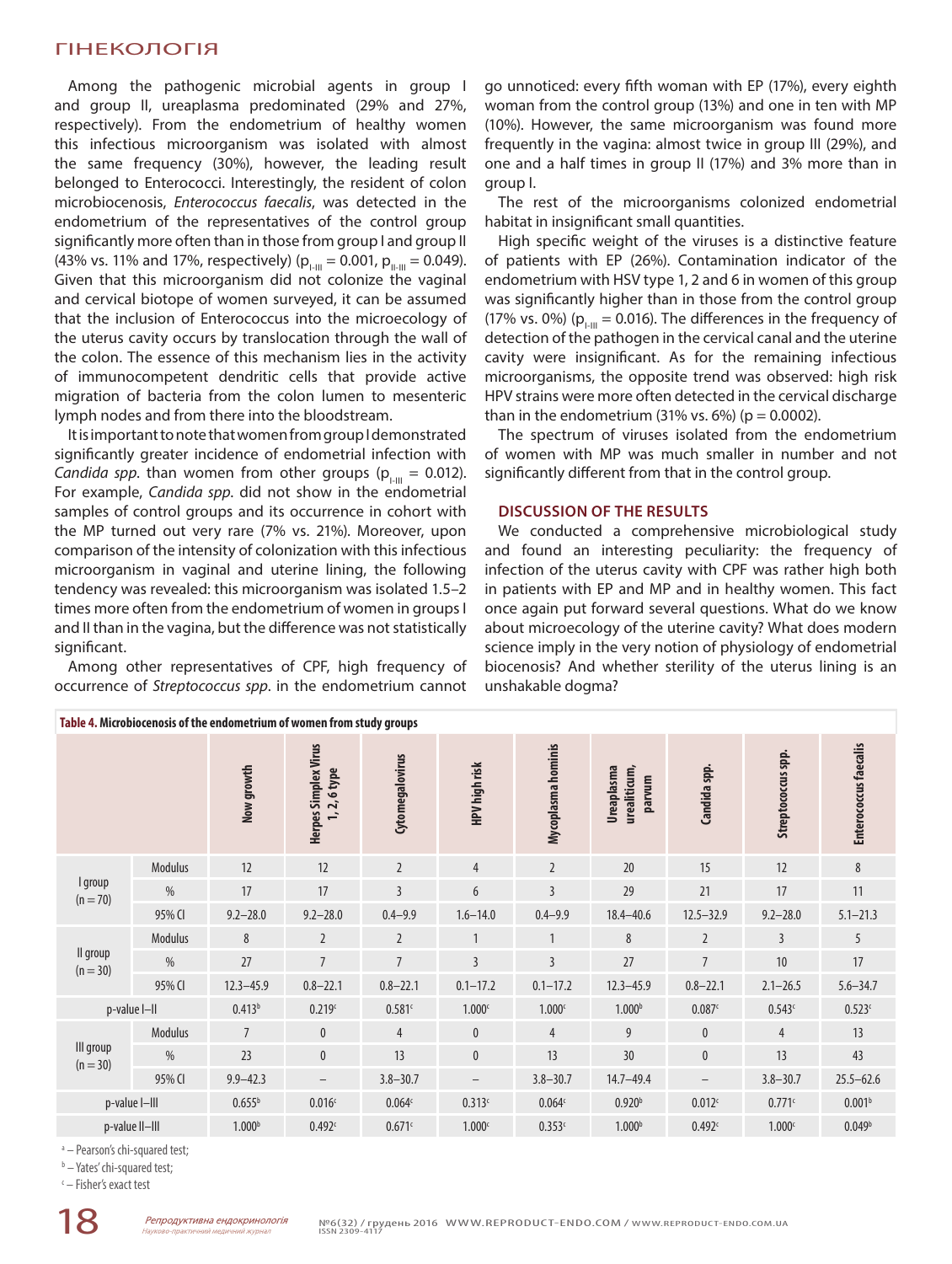Among the pathogenic microbial agents in group I and group II, ureaplasma predominated (29% and 27%, respectively). From the endometrium of healthy women this infectious microorganism was isolated with almost the same frequency (30%), however, the leading result belonged to Enterococci. Interestingly, the resident of colon microbiocenosis, *Enterococcus faecalis*, was detected in the endometrium of the representatives of the control group significantly more often than in those from group I and group II (43% vs. 11% and 17%, respectively) ($p_{I-III} = 0.001$, $p_{II-III} = 0.049$). Given that this microorganism did not colonize the vaginal and cervical biotope of women surveyed, it can be assumed that the inclusion of Enterococcus into the microecology of the uterus cavity occurs by translocation through the wall of the colon. The essence of this mechanism lies in the activity of immunocompetent dendritic cells that provide active migration of bacteria from the colon lumen to mesenteric lymph nodes and from there into the bloodstream.

It is important to note that women from group I demonstrated significantly greater incidence of endometrial infection with *Candida spp.* than women from other groups ($p_{I-III} = 0.012$). For example, *Candida spp.* did not show in the endometrial samples of control groups and its occurrence in cohort with the MP turned out very rare (7% vs. 21%). Moreover, upon comparison of the intensity of colonization with this infectious microorganism in vaginal and uterine lining, the following tendency was revealed: this microorganism was isolated 1.5–2 times more often from the endometrium of women in groups I and II than in the vagina, but the difference was not statistically significant.

Among other representatives of CPF, high frequency of occurrence of *Streptococcus spp.* in the endometrium cannot go unnoticed: every fifth woman with EP (17%), every eighth woman from the control group (13%) and one in ten with MP (10%). However, the same microorganism was found more frequently in the vagina: almost twice in group III (29%), and one and a half times in group II (17%) and 3% more than in group I.

The rest of the microorganisms colonized endometrial habitat in insignificant small quantities.

High specific weight of the viruses is a distinctive feature of patients with EP (26%). Contamination indicator of the endometrium with HSV type 1, 2 and 6 in women of this group was significantly higher than in those from the control group (17% vs. 0%) ($p_{I-III} = 0.016$). The differences in the frequency of detection of the pathogen in the cervical canal and the uterine cavity were insignificant. As for the remaining infectious microorganisms, the opposite trend was observed: high risk HPV strains were more often detected in the cervical discharge than in the endometrium (31% vs. 6%) ($p = 0.0002$).

The spectrum of viruses isolated from the endometrium of women with MP was much smaller in number and not significantly different from that in the control group.

## DISCUSSION OF THE RESULTS

We conducted a comprehensive microbiological study and found an interesting peculiarity: the frequency of infection of the uterus cavity with CPF was rather high both in patients with EP and MP and in healthy women. This fact once again put forward several questions. What do we know about microecology of the uterine cavity? What does modern science imply in the very notion of physiology of endometrial biocenosis? And whether sterility of the uterus lining is an unshakable dogma?

**Table 4. Microbiocenosis of the endometrium of women from study groups**

| | | Now growth | Herpes Simplex Virus 1, 2, 6 type | Cytomegalovirus | HPV high risk | Mycoplasma hominis | Ureaplasma urealiticum, parvum | Candida spp. | Streptococcus spp. | Enterococcus faecalis |
|---|---|---|---|---|---|---|---|---|---|---|
| I group (n = 70) | Modulus | 12 | 12 | 2 | 4 | 2 | 20 | 15 | 12 | 8 |
| | % | 17 | 17 | 3 | 6 | 3 | 29 | 21 | 17 | 11 |
| | 95% CI | 9.2–28.0 | 9.2–28.0 | 0.4–9.9 | 1.6–14.0 | 0.4–9.9 | 18.4–40.6 | 12.5–32.9 | 9.2–28.0 | 5.1–21.3 |
| II group (n = 30) | Modulus | 8 | 2 | 2 | 1 | 1 | 8 | 2 | 3 | 5 |
| | % | 27 | 7 | 7 | 3 | 3 | 27 | 7 | 10 | 17 |
| | 95% CI | 12.3–45.9 | 0.8–22.1 | 0.8–22.1 | 0.1–17.2 | 0.1–17.2 | 12.3–45.9 | 0.8–22.1 | 2.1–26.5 | 5.6–34.7 |
| p-value I–II | | 0.413[b] | 0.219[c] | 0.581[c] | 1.000[c] | 1.000[c] | 1.000[b] | 0.087[c] | 0.543[c] | 0.523[c] |
| III group (n = 30) | Modulus | 7 | 0 | 4 | 0 | 4 | 9 | 0 | 4 | 13 |
| | % | 23 | 0 | 13 | 0 | 13 | 30 | 0 | 13 | 43 |
| | 95% CI | 9.9–42.3 | – | 3.8–30.7 | – | 3.8–30.7 | 14.7–49.4 | – | 3.8–30.7 | 25.5–62.6 |
| p-value I–III | | 0.655[b] | 0.016[c] | 0.064[c] | 0.313[c] | 0.064[c] | 0.920[b] | 0.012[c] | 0.771[c] | 0.001[b] |
| p-value II–III | | 1.000[b] | 0.492[c] | 0.671[c] | 1.000[c] | 0.353[c] | 1.000[b] | 0.492[c] | 1.000[c] | 0.049[b] |

[a] – Pearson's chi-squared test;

[b] – Yates' chi-squared test;

[c] – Fisher's exact test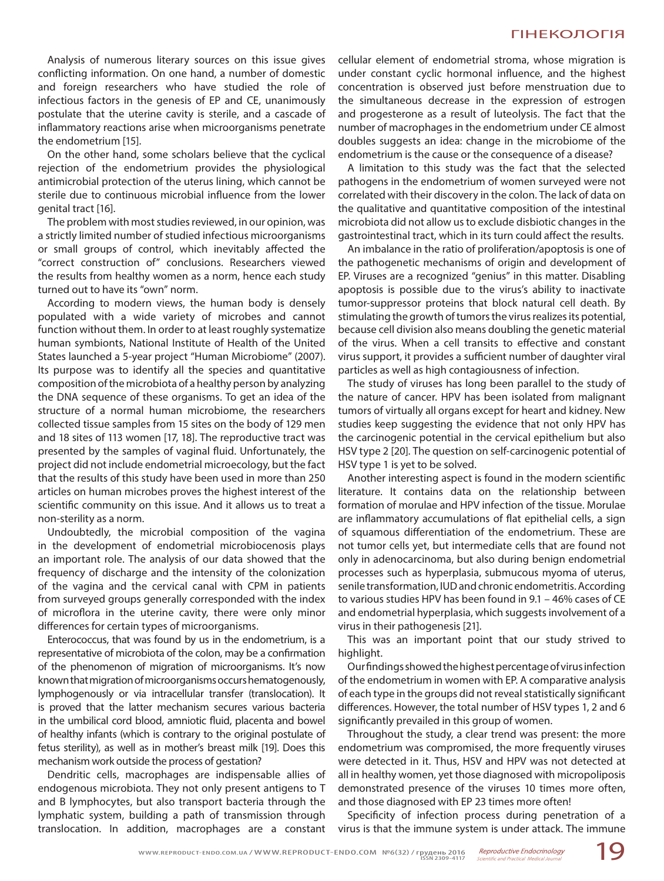Analysis of numerous literary sources on this issue gives conflicting information. On one hand, a number of domestic and foreign researchers who have studied the role of infectious factors in the genesis of EP and CE, unanimously postulate that the uterine cavity is sterile, and a cascade of inflammatory reactions arise when microorganisms penetrate the endometrium [15].

On the other hand, some scholars believe that the cyclical rejection of the endometrium provides the physiological antimicrobial protection of the uterus lining, which cannot be sterile due to continuous microbial influence from the lower genital tract [16].

The problem with most studies reviewed, in our opinion, was a strictly limited number of studied infectious microorganisms or small groups of control, which inevitably affected the "correct construction of" conclusions. Researchers viewed the results from healthy women as a norm, hence each study turned out to have its "own" norm.

According to modern views, the human body is densely populated with a wide variety of microbes and cannot function without them. In order to at least roughly systematize human symbionts, National Institute of Health of the United States launched a 5-year project "Human Microbiome" (2007). Its purpose was to identify all the species and quantitative composition of the microbiota of a healthy person by analyzing the DNA sequence of these organisms. To get an idea of the structure of a normal human microbiome, the researchers collected tissue samples from 15 sites on the body of 129 men and 18 sites of 113 women [17, 18]. The reproductive tract was presented by the samples of vaginal fluid. Unfortunately, the project did not include endometrial microecology, but the fact that the results of this study have been used in more than 250 articles on human microbes proves the highest interest of the scientific community on this issue. And it allows us to treat a non-sterility as a norm.

Undoubtedly, the microbial composition of the vagina in the development of endometrial microbiocenosis plays an important role. The analysis of our data showed that the frequency of discharge and the intensity of the colonization of the vagina and the cervical canal with CPM in patients from surveyed groups generally corresponded with the index of microflora in the uterine cavity, there were only minor differences for certain types of microorganisms.

Enterococcus, that was found by us in the endometrium, is a representative of microbiota of the colon, may be a confirmation of the phenomenon of migration of microorganisms. It's now known that migration of microorganisms occurs hematogenously, lymphogenously or via intracellular transfer (translocation). It is proved that the latter mechanism secures various bacteria in the umbilical cord blood, amniotic fluid, placenta and bowel of healthy infants (which is contrary to the original postulate of fetus sterility), as well as in mother's breast milk [19]. Does this mechanism work outside the process of gestation?

Dendritic cells, macrophages are indispensable allies of endogenous microbiota. They not only present antigens to T and B lymphocytes, but also transport bacteria through the lymphatic system, building a path of transmission through translocation. In addition, macrophages are a constant cellular element of endometrial stroma, whose migration is under constant cyclic hormonal influence, and the highest concentration is observed just before menstruation due to the simultaneous decrease in the expression of estrogen and progesterone as a result of luteolysis. The fact that the number of macrophages in the endometrium under CE almost doubles suggests an idea: change in the microbiome of the endometrium is the cause or the consequence of a disease?

A limitation to this study was the fact that the selected pathogens in the endometrium of women surveyed were not correlated with their discovery in the colon. The lack of data on the qualitative and quantitative composition of the intestinal microbiota did not allow us to exclude disbiotic changes in the gastrointestinal tract, which in its turn could affect the results.

An imbalance in the ratio of proliferation/apoptosis is one of the pathogenetic mechanisms of origin and development of EP. Viruses are a recognized "genius" in this matter. Disabling apoptosis is possible due to the virus's ability to inactivate tumor-suppressor proteins that block natural cell death. By stimulating the growth of tumors the virus realizes its potential, because cell division also means doubling the genetic material of the virus. When a cell transits to effective and constant virus support, it provides a sufficient number of daughter viral particles as well as high contagiousness of infection.

The study of viruses has long been parallel to the study of the nature of cancer. HPV has been isolated from malignant tumors of virtually all organs except for heart and kidney. New studies keep suggesting the evidence that not only HPV has the carcinogenic potential in the cervical epithelium but also HSV type 2 [20]. The question on self-carcinogenic potential of HSV type 1 is yet to be solved.

Another interesting aspect is found in the modern scientific literature. It contains data on the relationship between formation of morulae and HPV infection of the tissue. Morulae are inflammatory accumulations of flat epithelial cells, a sign of squamous differentiation of the endometrium. These are not tumor cells yet, but intermediate cells that are found not only in adenocarcinoma, but also during benign endometrial processes such as hyperplasia, submucous myoma of uterus, senile transformation, IUD and chronic endometritis. According to various studies HPV has been found in 9.1 – 46% cases of CE and endometrial hyperplasia, which suggests involvement of a virus in their pathogenesis [21].

This was an important point that our study strived to highlight.

Our findings showed the highest percentage of virus infection of the endometrium in women with EP. A comparative analysis of each type in the groups did not reveal statistically significant differences. However, the total number of HSV types 1, 2 and 6 significantly prevailed in this group of women.

Throughout the study, a clear trend was present: the more endometrium was compromised, the more frequently viruses were detected in it. Thus, HSV and HPV was not detected at all in healthy women, yet those diagnosed with micropoliposis demonstrated presence of the viruses 10 times more often, and those diagnosed with EP 23 times more often!

Specificity of infection process during penetration of a virus is that the immune system is under attack. The immune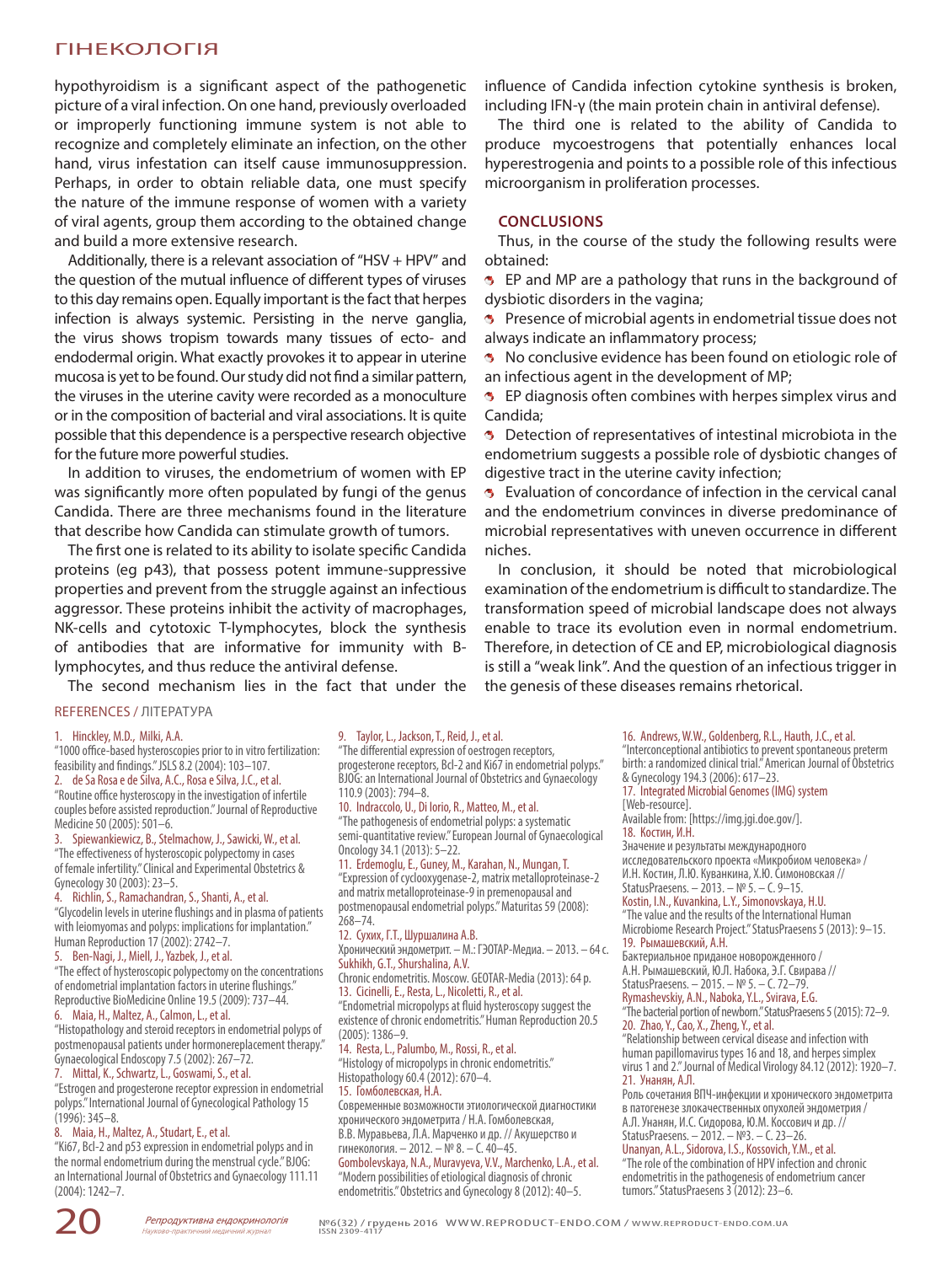hypothyroidism is a significant aspect of the pathogenetic picture of a viral infection. On one hand, previously overloaded or improperly functioning immune system is not able to recognize and completely eliminate an infection, on the other hand, virus infestation can itself cause immunosuppression. Perhaps, in order to obtain reliable data, one must specify the nature of the immune response of women with a variety of viral agents, group them according to the obtained change and build a more extensive research.

Additionally, there is a relevant association of "HSV + HPV" and the question of the mutual influence of different types of viruses to this day remains open. Equally important is the fact that herpes infection is always systemic. Persisting in the nerve ganglia, the virus shows tropism towards many tissues of ecto- and endodermal origin. What exactly provokes it to appear in uterine mucosa is yet to be found. Our study did not find a similar pattern, the viruses in the uterine cavity were recorded as a monoculture or in the composition of bacterial and viral associations. It is quite possible that this dependence is a perspective research objective for the future more powerful studies.

In addition to viruses, the endometrium of women with EP was significantly more often populated by fungi of the genus Candida. There are three mechanisms found in the literature that describe how Candida can stimulate growth of tumors.

The first one is related to its ability to isolate specific Candida proteins (eg p43), that possess potent immune-suppressive properties and prevent from the struggle against an infectious aggressor. These proteins inhibit the activity of macrophages, NK-cells and cytotoxic T-lymphocytes, block the synthesis of antibodies that are informative for immunity with B-lymphocytes, and thus reduce the antiviral defense.

The second mechanism lies in the fact that under the influence of Candida infection cytokine synthesis is broken, including IFN-γ (the main protein chain in antiviral defense).

The third one is related to the ability of Candida to produce mycoestrogens that potentially enhances local hyperestrogenia and points to a possible role of this infectious microorganism in proliferation processes.

## CONCLUSIONS

Thus, in the course of the study the following results were obtained:

- EP and MP are a pathology that runs in the background of dysbiotic disorders in the vagina;
- Presence of microbial agents in endometrial tissue does not always indicate an inflammatory process;
- No conclusive evidence has been found on etiologic role of an infectious agent in the development of MP;
- EP diagnosis often combines with herpes simplex virus and Candida;
- Detection of representatives of intestinal microbiota in the endometrium suggests a possible role of dysbiotic changes of digestive tract in the uterine cavity infection;
- Evaluation of concordance of infection in the cervical canal and the endometrium convinces in diverse predominance of microbial representatives with uneven occurrence in different niches.

In conclusion, it should be noted that microbiological examination of the endometrium is difficult to standardize. The transformation speed of microbial landscape does not always enable to trace its evolution even in normal endometrium. Therefore, in detection of CE and EP, microbiological diagnosis is still a "weak link". And the question of an infectious trigger in the genesis of these diseases remains rhetorical.

## REFERENCES / ЛІТЕРАТУРА

1. Hinckley, M.D., Milki, A.A. "1000 office-based hysteroscopies prior to in vitro fertilization: feasibility and findings." JSLS 8.2 (2004): 103–107.
2. de Sa Rosa e de Silva, A.C., Rosa e Silva, J.C., et al. "Routine office hysteroscopy in the investigation of infertile couples before assisted reproduction." Journal of Reproductive Medicine 50 (2005): 501–6.
3. Spiewankiewicz, B., Stelmachow, J., Sawicki, W., et al. "The effectiveness of hysteroscopic polypectomy in cases of female infertility." Clinical and Experimental Obstetrics & Gynecology 30 (2003): 23–5.
4. Richlin, S., Ramachandran, S., Shanti, A., et al. "Glycodelin levels in uterine flushings and in plasma of patients with leiomyomas and polyps: implications for implantation." Human Reproduction 17 (2002): 2742–7.
5. Ben-Nagi, J., Miell, J., Yazbek, J., et al. "The effect of hysteroscopic polypectomy on the concentrations of endometrial implantation factors in uterine flushings." Reproductive BioMedicine Online 19.5 (2009): 737–44.
6. Maia, H., Maltez, A., Calmon, L., et al. "Histopathology and steroid receptors in endometrial polyps of postmenopausal patients under hormonereplacement therapy." Gynaecological Endoscopy 7.5 (2002): 267–72.
7. Mittal, K., Schwartz, L., Goswami, S., et al. "Estrogen and progesterone receptor expression in endometrial polyps." International Journal of Gynecological Pathology 15 (1996): 345–8.
8. Maia, H., Maltez, A., Studart, E., et al. "Ki67, Bcl-2 and p53 expression in endometrial polyps and in the normal endometrium during the menstrual cycle." BJOG: an International Journal of Obstetrics and Gynaecology 111.11 (2004): 1242–7.
9. Taylor, L., Jackson, T., Reid, J., et al. "The differential expression of oestrogen receptors, progesterone receptors, Bcl-2 and Ki67 in endometrial polyps." BJOG: an International Journal of Obstetrics and Gynaecology 110.9 (2003): 794–8.
10. Indraccolo, U., Di Iorio, R., Matteo, M., et al. "The pathogenesis of endometrial polyps: a systematic semi-quantitative review." European Journal of Gynaecological Oncology 34.1 (2013): 5–22.
11. Erdemoglu, E., Guney, M., Karahan, N., Mungan, T. "Expression of cyclooxygenase-2, matrix metalloproteinase-2 and matrix metalloproteinase-9 in premenopausal and postmenopausal endometrial polyps." Maturitas 59 (2008): 268–74.
12. Сухих, Г.Т., Шуршалина А.В. Хронический эндометрит. – М.: ГЭОТАР-Медиа. – 2013. – 64 с.
Sukhikh, G.T., Shurshalina, A.V. Chronic endometritis. Moscow. GEOTAR-Media (2013): 64 p.
13. Cicinelli, E., Resta, L., Nicoletti, R., et al. "Endometrial micropolyps at fluid hysteroscopy suggest the existence of chronic endometritis." Human Reproduction 20.5 (2005): 1386–9.
14. Resta, L., Palumbo, M., Rossi, R., et al. "Histology of micropolyps in chronic endometritis." Histopathology 60.4 (2012): 670–4.
15. Гомболевская, Н.А. Современные возможности этиологической диагностики хронического эндометрита / Н.А. Гомболевская, В.В. Муравьева, Л.А. Марченко и др. // Акушерство и гинекология. – 2012. – № 8. – С. 40–45.
Gombolevskaya, N.A., Muravyeva, V.V., Marchenko, L.A., et al. "Modern possibilities of etiological diagnosis of chronic endometritis." Obstetrics and Gynecology 8 (2012): 40–5.
16. Andrews, W.W., Goldenberg, R.L., Hauth, J.C., et al. "Interconceptional antibiotics to prevent spontaneous preterm birth: a randomized clinical trial." American Journal of Obstetrics & Gynecology 194.3 (2006): 617–23.
17. Integrated Microbial Genomes (IMG) system [Web-resource]. Available from: [https://img.jgi.doe.gov/].
18. Костин, И.Н. Значение и результаты международного исследовательского проекта «Микробиом человека» / И.Н. Костин, Л.Ю. Кубанкина, Х.Ю. Симоновская // StatusPraesens. – 2013. – № 5. – С. 9–15.
Kostin, I.N., Kuvankina, L.Y., Simonovskaya, H.U. "The value and the results of the International Human Microbiome Research Project." StatusPraesens 5 (2013): 9–15.
19. Рымашевский, А.Н. Бактериальное приданое новорожденного / А.Н. Рымашевский, Ю.Л. Набока, Э.Г. Свирава // StatusPraesens. – 2015. – № 5. – С. 72–79.
Rymashevskiy, A.N., Naboka, Y.L., Svirava, E.G. "The bacterial portion of newborn." StatusPraesens 5 (2015): 72–9.
20. Zhao, Y., Cao, X., Zheng, Y., et al. "Relationship between cervical disease and infection with human papillomavirus types 16 and 18, and herpes simplex virus 1 and 2." Journal of Medical Virology 84.12 (2012): 1920–7.
21. Унанян, А.Л. Роль сочетания ВПЧ-инфекции и хронического эндометрита в патогенезе злокачественных опухолей эндометрия / А.Л. Унанян, И.С. Сидорова, Ю.М. Коссович и др. // StatusPraesens. – 2012. – №3. – С. 23–26.
Unanyan, A.L., Sidorova, I.S., Kossovich, Y.M., et al. "The role of the combination of HPV infection and chronic endometritis in the pathogenesis of endometrium cancer tumors." StatusPraesens 3 (2012): 23–6.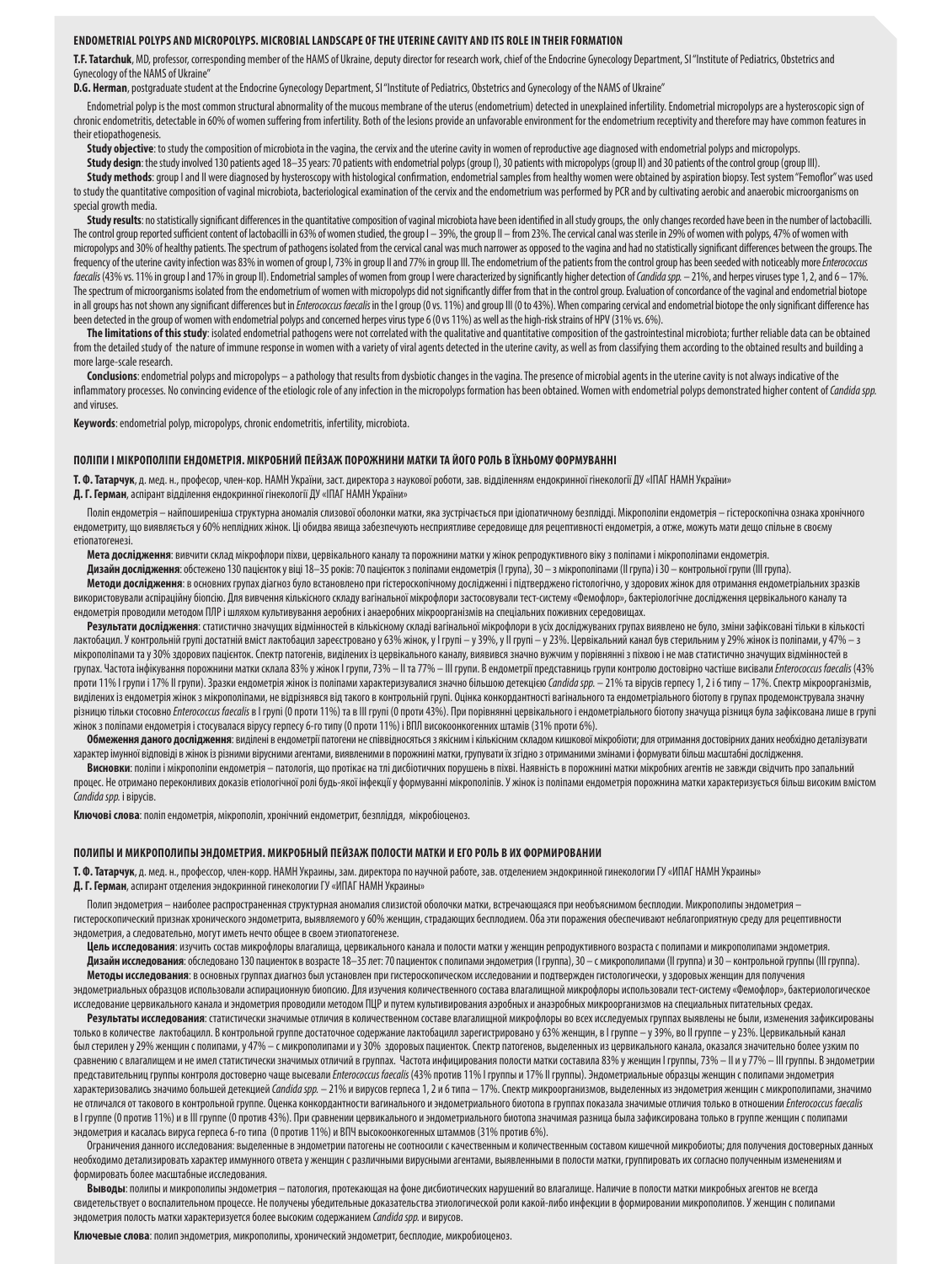## ENDOMETRIAL POLYPS AND MICROPOLYPS. MICROBIAL LANDSCAPE OF THE UTERINE CAVITY AND ITS ROLE IN THEIR FORMATION

**T.F. Tatarchuk**, MD, professor, corresponding member of the HAMS of Ukraine, deputy director for research work, chief of the Endocrine Gynecology Department, SI "Institute of Pediatrics, Obstetrics and Gynecology of the NAMS of Ukraine"

**D.G. Herman**, postgraduate student at the Endocrine Gynecology Department, SI "Institute of Pediatrics, Obstetrics and Gynecology of the NAMS of Ukraine"

Endometrial polyp is the most common structural abnormality of the mucous membrane of the uterus (endometrium) detected in unexplained infertility. Endometrial micropolyps are a hysteroscopic sign of chronic endometritis, detectable in 60% of women suffering from infertility. Both of the lesions provide an unfavorable environment for the endometrium receptivity and therefore may have common features in their etiopathogenesis.

**Study objective**: to study the composition of microbiota in the vagina, the cervix and the uterine cavity in women of reproductive age diagnosed with endometrial polyps and micropolyps.

**Study design**: the study involved 130 patients aged 18–35 years: 70 patients with endometrial polyps (group I), 30 patients with micropolyps (group II) and 30 patients of the control group (group III).

**Study methods**: group I and II were diagnosed by hysteroscopy with histological confirmation, endometrial samples from healthy women were obtained by aspiration biopsy. Test system "Femoflor" was used to study the quantitative composition of vaginal microbiota, bacteriological examination of the cervix and the endometrium was performed by PCR and by cultivating aerobic and anaerobic microorganisms on special growth media.

**Study results**: no statistically significant differences in the quantitative composition of vaginal microbiota have been identified in all study groups, the only changes recorded have been in the number of lactobacilli. The control group reported sufficient content of lactobacilli in 63% of women studied, the group I – 39%, the group II – from 23%. The cervical canal was sterile in 29% of women with polyps, 47% of women with micropolyps and 30% of healthy patients. The spectrum of pathogens isolated from the cervical canal was much narrower as opposed to the vagina and had no statistically significant differences between the groups. The frequency of the uterine cavity infection was 83% in women of group I, 73% in group II and 77% in group III. The endometrium of the patients from the control group has been seeded with noticeably more *Enterococcus faecalis* (43% vs. 11% in group I and 17% in group II). Endometrial samples of women from group I were characterized by significantly higher detection of *Candida spp.* – 21%, and herpes viruses type 1, 2, and 6 – 17%. The spectrum of microorganisms isolated from the endometrium of women with micropolyps did not significantly differ from that in the control group. Evaluation of concordance of the vaginal and endometrial biotope in all groups has not shown any significant differences but in *Enterococcus faecalis* in the I group (0 vs. 11%) and group III (0 to 43%). When comparing cervical and endometrial biotope the only significant difference has been detected in the group of women with endometrial polyps and concerned herpes virus type 6 (0 vs 11%) as well as the high-risk strains of HPV (31% vs. 6%).

**The limitations of this study**: isolated endometrial pathogens were not correlated with the qualitative and quantitative composition of the gastrointestinal microbiota; further reliable data can be obtained from the detailed study of the nature of immune response in women with a variety of viral agents detected in the uterine cavity, as well as from classifying them according to the obtained results and building a more large-scale research.

**Conclusions**: endometrial polyps and micropolyps – a pathology that results from dysbiotic changes in the vagina. The presence of microbial agents in the uterine cavity is not always indicative of the inflammatory processes. No convincing evidence of the etiologic role of any infection in the micropolyps formation has been obtained. Women with endometrial polyps demonstrated higher content of *Candida spp.* and viruses.

**Keywords**: endometrial polyp, micropolyps, chronic endometritis, infertility, microbiota.

## ПОЛІПИ І МІКРОПОЛІПИ ЕНДОМЕТРІЯ. МІКРОБНИЙ ПЕЙЗАЖ ПОРОЖНИНИ МАТКИ ТА ЙОГО РОЛЬ В ЇХНЬОМУ ФОРМУВАННІ

**Т. Ф. Татарчук**, д. мед. н., професор, член-кор. НАМН України, заст. директора з наукової роботи, зав. відділенням ендокринної гінекології ДУ «ІПАГ НАМН України»

**Д. Г. Герман**, аспірант відділення ендокринної гінекології ДУ «ІПАГ НАМН України»

Поліп ендометрія – найпоширеніша структурна аномалія слизової оболонки матки, яка зустрічається при ідіопатичному безплідді. Мікрополіпи ендометрія – гістероскопічна ознака хронічного ендометриту, що виявляється у 60% неплідних жінок. Ці обидва явища забезпечують несприятливе середовище для рецептивності ендометрія, а отже, можуть мати дещо спільне в своєму етіопатогенезі.

**Мета дослідження**: вивчити склад мікрофлори піхви, цервікального каналу та порожнини матки у жінок репродуктивного віку з поліпами і мікрополіпами ендометрія.

**Дизайн дослідження**: обстежено 130 пацієнток у віці 18–35 років: 70 пацієнток з поліпами ендометрія (I група), 30 – з мікрополіпами (II група) і 30 – контрольної групи (III група).

**Методи дослідження**: в основних групах діагноз було встановлено при гістероскопічному дослідженні і підтверджено гістологічно, у здорових жінок для отримання ендометріальних зразків використовували аспіраційну біопсію. Для вивчення кількісного складу вагінальної мікрофлори застосовували тест-систему «Фемофлор», бактеріологічне дослідження цервікального каналу та ендометрія проводили методом ПЛР і шляхом культивування аеробних і анаеробних мікроорганізмів на спеціальних поживних середовищах.

**Результати дослідження**: статистично значущих відмінностей в кількісному складі вагінальної мікрофлори в усіх досліджуваних групах виявлено не було, зміни зафіксовані тільки в кількості лактобацил. У контрольній групі достатній вміст лактобацил зареєстровано у 63% жінок, у I групі – у 39%, у II групі – у 23%. Цервікальний канал був стерильним у 29% жінок із поліпами, у 47% – з мікрополіпами та у 30% здорових пацієнток. Спектр патогенів, виділених із цервікального каналу, виявився значно вужчим у порівнянні з піхвою і не мав статистично значущих відмінностей в групах. Частота інфікування порожнини матки склала 83% у жінок I групи, 73% – II та 77% – III групи. В ендометрії представниць групи контролю достовірно частіше висівали *Enterococcus faecalis* (43% проти 11% I групи і 17% II групи). Зразки ендометрія жінок із поліпами характеризувалися значно більшою детекцією *Candida spp.* – 21% та вірусів герпесу 1, 2 і 6 типу – 17%. Спектр мікроорганізмів, виділених із ендометрія жінок з мікрополіпами, не відрізнявся від такого в контрольній групі. Оцінка конкордантності вагінального та ендометріального біотопу в групах продемонструвала значну різницю тільки стосовно *Enterococcus faecalis* в I групі (0 проти 11%) та в III групі (0 проти 43%). При порівнянні цервікального і ендометріального біотопу значуща різниця була зафіксована лише в групі жінок з поліпами ендометрія і стосувалася вірусу герпесу 6-го типу (0 проти 11%) і ВПЛ високоонкогенних штамів (31% проти 6%).

**Обмеження даного дослідження**: виділені в ендометрії патогени не співвідносяться з якісним і кількісним складом кишкової мікробіоти; для отримання достовірних даних необхідно деталізувати характер імунної відповіді в жінок із різними вірусними агентами, виявленими в порожнині матки, групувати їх згідно з отриманими змінами і формувати більш масштабні дослідження.

**Висновки**: поліпи і мікрополіпи ендометрія – патологія, що протікає на тлі дисбіотичних порушень в піхві. Наявність в порожнині матки мікробних агентів не завжди свідчить про запальний процес. Не отримано переконливих доказів етіологічної ролі будь-якої інфекції у формуванні мікрополіпів. У жінок із поліпами ендометрія порожнина матки характеризується більш високим вмістом *Candida spp.* і вірусів.

**Ключові слова**: поліп ендометрія, мікрополіп, хронічний ендометрит, безпліддя, мікробіоценоз.

## ПОЛИПЫ И МИКРОПОЛИПЫ ЭНДОМЕТРИЯ. МИКРОБНЫЙ ПЕЙЗАЖ ПОЛОСТИ МАТКИ И ЕГО РОЛЬ В ИХ ФОРМИРОВАНИИ

**Т. Ф. Татарчук**, д. мед. н., профессор, член-корр. НАМН Украины, зам. директора по научной работе, зав. отделением эндокринной гинекологии ГУ «ИПАГ НАМН Украины»

**Д. Г. Герман**, аспирант отделения эндокринной гинекологии ГУ «ИПАГ НАМН Украины»

Полип эндометрия – наиболее распространенная структурная аномалия слизистой оболочки матки, встречающаяся при необъяснимом бесплодии. Микрополипы эндометрия – гистероскопический признак хронического эндометрита, выявляемого у 60% женщин, страдающих бесплодием. Оба эти поражения обеспечивают неблагоприятную среду для рецептивности эндометрия, а следовательно, могут иметь нечто общее в своем этиопатогенезе.

**Цель исследования**: изучить состав микрофлоры влагалища, цервикального канала и полости матки у женщин репродуктивного возраста с полипами и микрополипами эндометрия.

**Дизайн исследования**: обследовано 130 пациенток в возрасте 18–35 лет: 70 пациенток с полипами эндометрия (I группа), 30 – с микрополипами (II группа) и 30 – контрольной группы (III группа).

**Методы исследования**: в основных группах диагноз был установлен при гистероскопическом исследовании и подтвержден гистологически, у здоровых женщин для получения эндометриальных образцов использовали аспирационную биопсию. Для изучения количественного состава влагалищной микрофлоры использовали тест-систему «Фемофлор», бактериологическое исследование цервикального канала и эндометрия проводили методом ПЦР и путем культивирования аэробных и анаэробных микроорганизмов на специальных питательных средах.

**Результаты исследования**: статистически значимые отличия в количественном составе влагалищной микрофлоры во всех исследуемых группах выявлены не были, изменения зафиксированы только в количестве лактобацилл. В контрольной группе достаточное содержание лактобацилл зарегистрировано у 63% женщин, в I группе – у 39%, во II группе – у 23%. Цервикальный канал был стерилен у 29% женщин с полипами, у 47% – с микрополипами и у 30% здоровых пациенток. Спектр патогенов, выделенных из цервикального канала, оказался значительно более узким по сравнению с влагалищем и не имел статистически значимых отличий в группах. Частота инфицирования полости матки составила 83% у женщин I группы, 73% – II и у 77% – III группы. В эндометрии представительниц группы контроля достоверно чаще высевали *Enterococcus faecalis* (43% против 11% I группы и 17% II группы). Эндометриальные образцы женщин с полипами эндометрия характеризовались значимо большей детекцией *Candida spp.* – 21% и вирусов герпеса 1, 2 и 6 типа – 17%. Спектр микроорганизмов, выделенных из эндометрия женщин с микрополипами, значимо не отличался от такового в контрольной группе. Оценка конкордантности вагинального и эндометриального биотопа в группах показала значимые отличия только в отношении *Enterococcus faecalis* в I группе (0 против 11%) и в III группе (0 против 43%). При сравнении цервикального и эндометриального биотопа значимая разница была зафиксирована только в группе женщин с полипами эндометрия и касалась вируса герпеса 6-го типа (0 против 11%) и ВПЧ высокоонкогенных штаммов (31% против 6%).

Ограничения данного исследования: выделенные в эндометрии патогены не соотносили с качественным и количественным составом кишечной микробиоты; для получения достоверных данных необходимо детализировать характер иммунного ответа у женщин с различными вирусными агентами, выявленными в полости матки, группировать их согласно полученным изменениям и формировать более масштабные исследования.

**Выводы**: полипы и микрополипы эндометрия – патология, протекающая на фоне дисбиотических нарушений во влагалище. Наличие в полости матки микробных агентов не всегда свидетельствует о воспалительном процессе. Не получены убедительные доказательства этиологической роли какой-либо инфекции в формировании микрополипов. У женщин с полипами эндометрия полость матки характеризуется более высоким содержанием *Candida spp.* и вирусов.

**Ключевые слова**: полип эндометрия, микрополипы, хронический эндометрит, бесплодие, микробиоценоз.